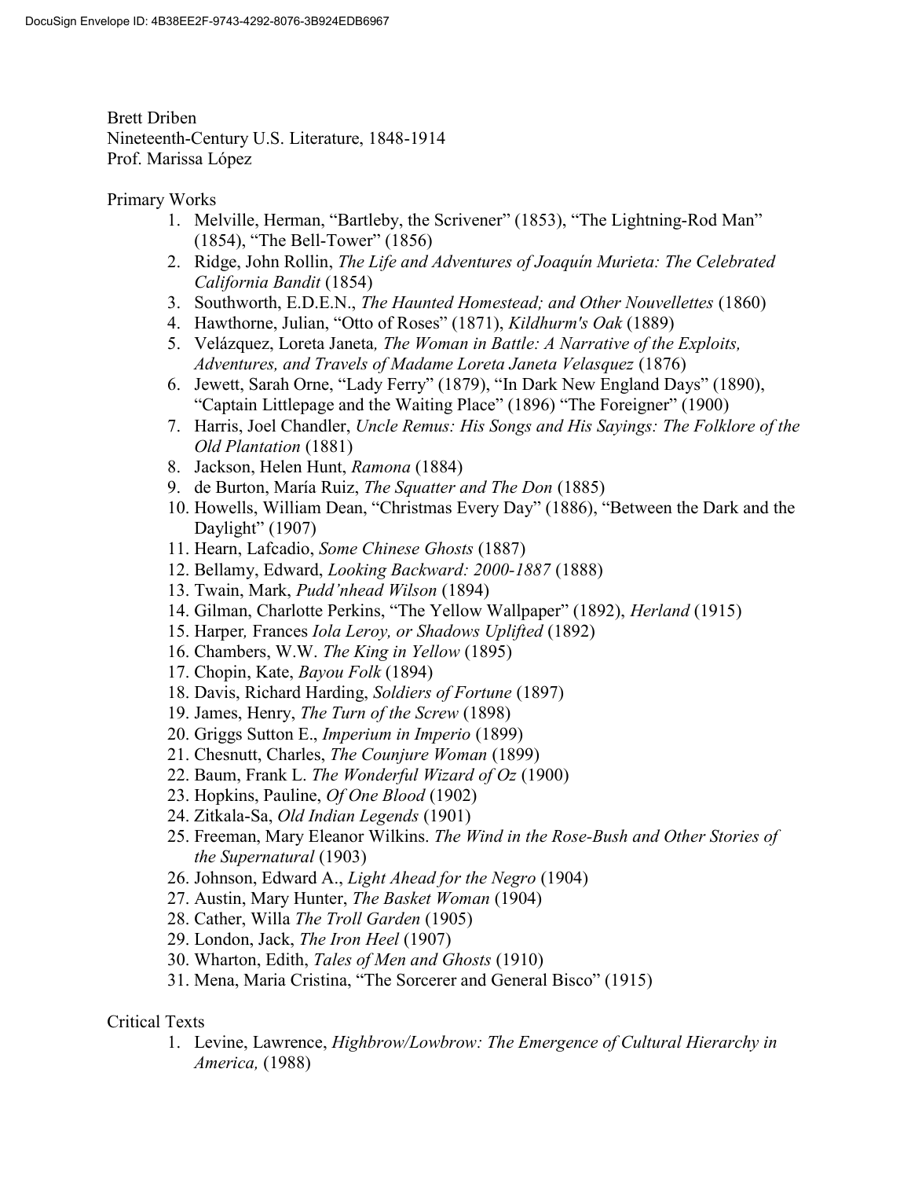Brett Driben
Nineteenth-Century U.S. Literature, 1848-1914
Prof. Marissa López

Primary Works

1. Melville, Herman, "Bartleby, the Scrivener" (1853), "The Lightning-Rod Man" (1854), "The Bell-Tower" (1856)
2. Ridge, John Rollin, *The Life and Adventures of Joaquín Murieta: The Celebrated California Bandit* (1854)
3. Southworth, E.D.E.N., *The Haunted Homestead; and Other Nouvellettes* (1860)
4. Hawthorne, Julian, "Otto of Roses" (1871), *Kildhurm's Oak* (1889)
5. Velázquez, Loreta Janeta*, The Woman in Battle: A Narrative of the Exploits, Adventures, and Travels of Madame Loreta Janeta Velasquez* (1876)
6. Jewett, Sarah Orne, "Lady Ferry" (1879), "In Dark New England Days" (1890), "Captain Littlepage and the Waiting Place" (1896) "The Foreigner" (1900)
7. Harris, Joel Chandler, *Uncle Remus: His Songs and His Sayings: The Folklore of the Old Plantation* (1881)
8. Jackson, Helen Hunt, *Ramona* (1884)
9. de Burton, María Ruiz, *The Squatter and The Don* (1885)
10. Howells, William Dean, "Christmas Every Day" (1886), "Between the Dark and the Daylight" (1907)
11. Hearn, Lafcadio, *Some Chinese Ghosts* (1887)
12. Bellamy, Edward, *Looking Backward: 2000-1887* (1888)
13. Twain, Mark, *Pudd'nhead Wilson* (1894)
14. Gilman, Charlotte Perkins, "The Yellow Wallpaper" (1892), *Herland* (1915)
15. Harper*,* Frances *Iola Leroy, or Shadows Uplifted* (1892)
16. Chambers, W.W. *The King in Yellow* (1895)
17. Chopin, Kate, *Bayou Folk* (1894)
18. Davis, Richard Harding, *Soldiers of Fortune* (1897)
19. James, Henry, *The Turn of the Screw* (1898)
20. Griggs Sutton E., *Imperium in Imperio* (1899)
21. Chesnutt, Charles, *The Counjure Woman* (1899)
22. Baum, Frank L. *The Wonderful Wizard of Oz* (1900)
23. Hopkins, Pauline, *Of One Blood* (1902)
24. Zitkala-Sa, *Old Indian Legends* (1901)
25. Freeman, Mary Eleanor Wilkins. *The Wind in the Rose-Bush and Other Stories of the Supernatural* (1903)
26. Johnson, Edward A., *Light Ahead for the Negro* (1904)
27. Austin, Mary Hunter, *The Basket Woman* (1904)
28. Cather, Willa *The Troll Garden* (1905)
29. London, Jack, *The Iron Heel* (1907)
30. Wharton, Edith, *Tales of Men and Ghosts* (1910)
31. Mena, Maria Cristina, "The Sorcerer and General Bisco" (1915)

Critical Texts

1. Levine, Lawrence, *Highbrow/Lowbrow: The Emergence of Cultural Hierarchy in America,* (1988)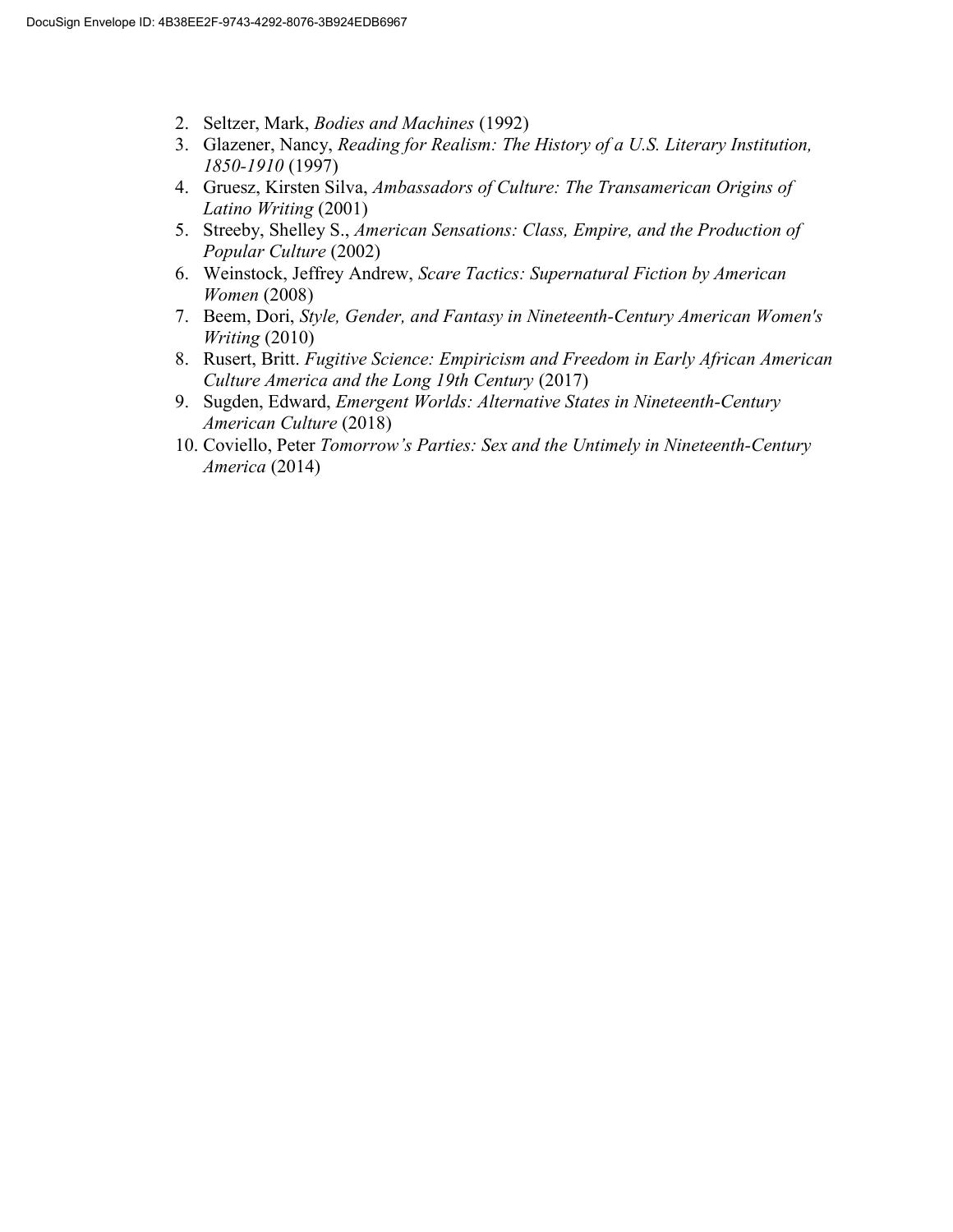2. Seltzer, Mark, *Bodies and Machines* (1992)
3. Glazener, Nancy, *Reading for Realism: The History of a U.S. Literary Institution, 1850-1910* (1997)
4. Gruesz, Kirsten Silva, *Ambassadors of Culture: The Transamerican Origins of Latino Writing* (2001)
5. Streeby, Shelley S., *American Sensations: Class, Empire, and the Production of Popular Culture* (2002)
6. Weinstock, Jeffrey Andrew, *Scare Tactics: Supernatural Fiction by American Women* (2008)
7. Beem, Dori, *Style, Gender, and Fantasy in Nineteenth-Century American Women's Writing* (2010)
8. Rusert, Britt. *Fugitive Science: Empiricism and Freedom in Early African American Culture America and the Long 19th Century* (2017)
9. Sugden, Edward, *Emergent Worlds: Alternative States in Nineteenth-Century American Culture* (2018)
10. Coviello, Peter *Tomorrow's Parties: Sex and the Untimely in Nineteenth-Century America* (2014)